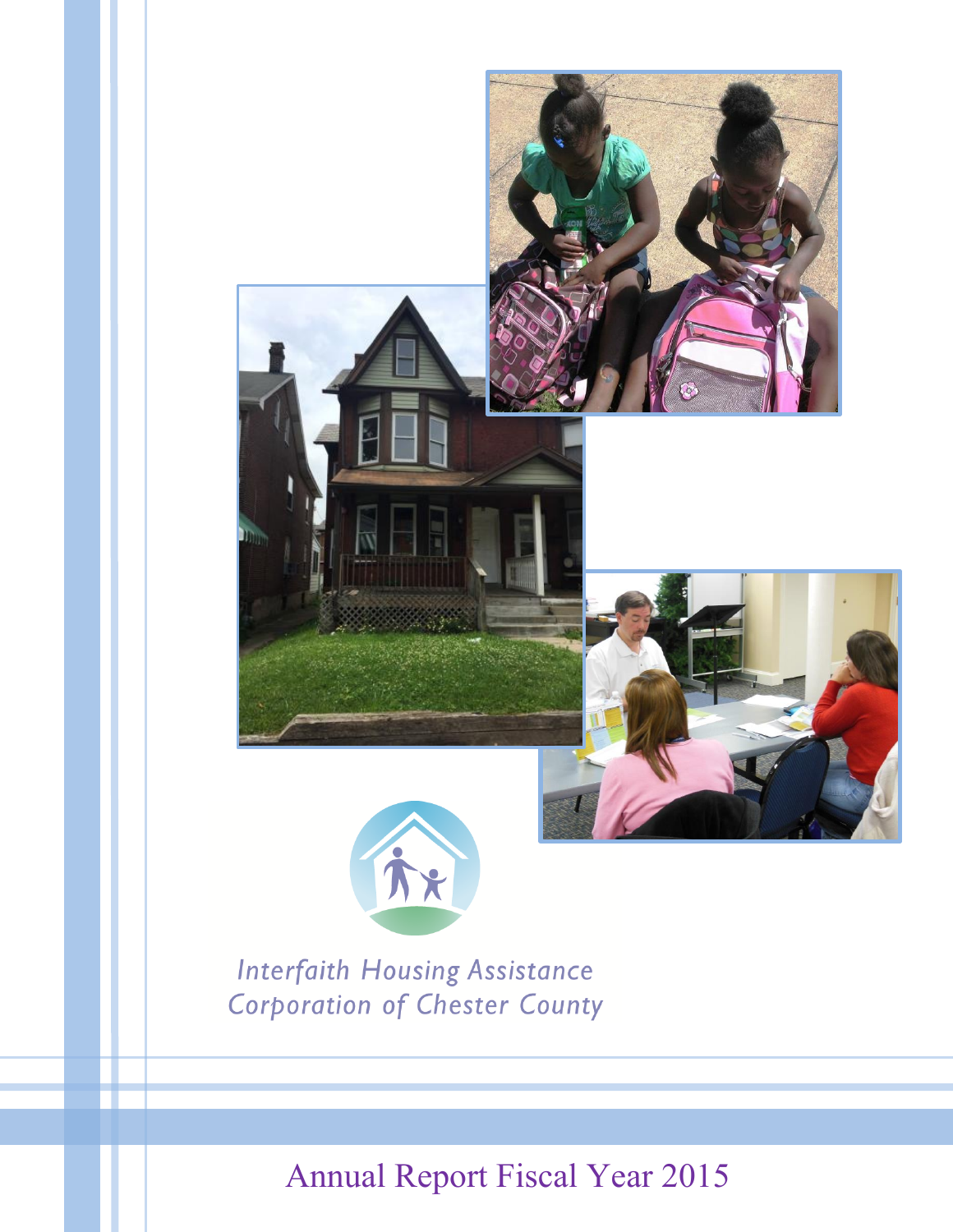Interfaith Housing Assistance Corporation of Chester County

# Annual Report Fiscal Year 2015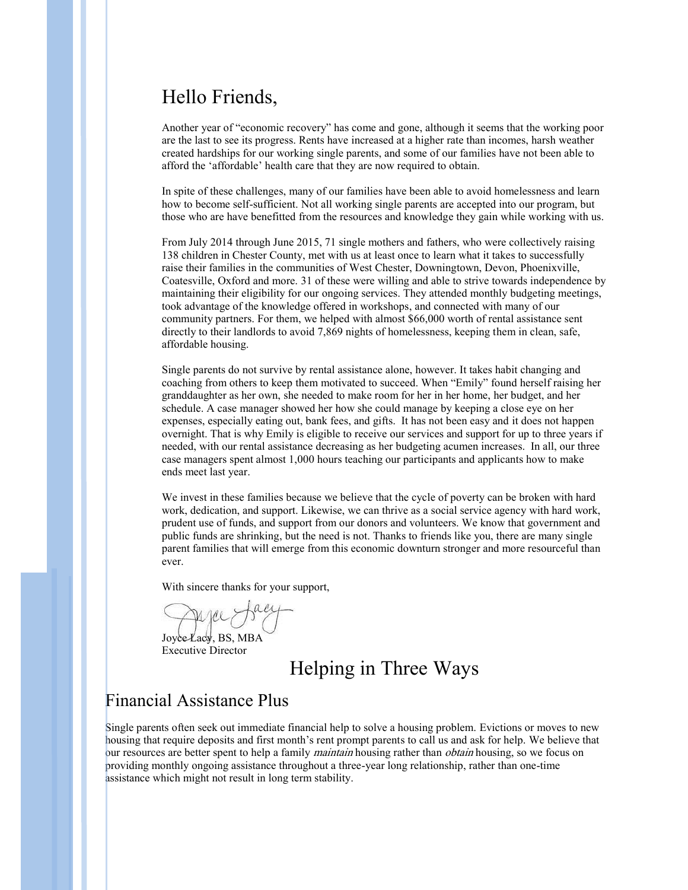# Hello Friends,

Another year of "economic recovery" has come and gone, although it seems that the working poor are the last to see its progress. Rents have increased at a higher rate than incomes, harsh weather created hardships for our working single parents, and some of our families have not been able to afford the 'affordable' health care that they are now required to obtain.

In spite of these challenges, many of our families have been able to avoid homelessness and learn how to become self-sufficient. Not all working single parents are accepted into our program, but those who are have benefitted from the resources and knowledge they gain while working with us.

From July 2014 through June 2015, 71 single mothers and fathers, who were collectively raising 138 children in Chester County, met with us at least once to learn what it takes to successfully raise their families in the communities of West Chester, Downingtown, Devon, Phoenixville, Coatesville, Oxford and more. 31 of these were willing and able to strive towards independence by maintaining their eligibility for our ongoing services. They attended monthly budgeting meetings, took advantage of the knowledge offered in workshops, and connected with many of our community partners. For them, we helped with almost $66,000 worth of rental assistance sent directly to their landlords to avoid 7,869 nights of homelessness, keeping them in clean, safe, affordable housing.

Single parents do not survive by rental assistance alone, however. It takes habit changing and coaching from others to keep them motivated to succeed. When "Emily" found herself raising her granddaughter as her own, she needed to make room for her in her home, her budget, and her schedule. A case manager showed her how she could manage by keeping a close eye on her expenses, especially eating out, bank fees, and gifts. It has not been easy and it does not happen overnight. That is why Emily is eligible to receive our services and support for up to three years if needed, with our rental assistance decreasing as her budgeting acumen increases. In all, our three case managers spent almost 1,000 hours teaching our participants and applicants how to make ends meet last year.

We invest in these families because we believe that the cycle of poverty can be broken with hard work, dedication, and support. Likewise, we can thrive as a social service agency with hard work, prudent use of funds, and support from our donors and volunteers. We know that government and public funds are shrinking, but the need is not. Thanks to friends like you, there are many single parent families that will emerge from this economic downturn stronger and more resourceful than ever.

With sincere thanks for your support,

Joyce Lacy, BS, MBA
Executive Director

# Helping in Three Ways

## Financial Assistance Plus

Single parents often seek out immediate financial help to solve a housing problem. Evictions or moves to new housing that require deposits and first month's rent prompt parents to call us and ask for help. We believe that our resources are better spent to help a family *maintain* housing rather than *obtain* housing, so we focus on providing monthly ongoing assistance throughout a three-year long relationship, rather than one-time assistance which might not result in long term stability.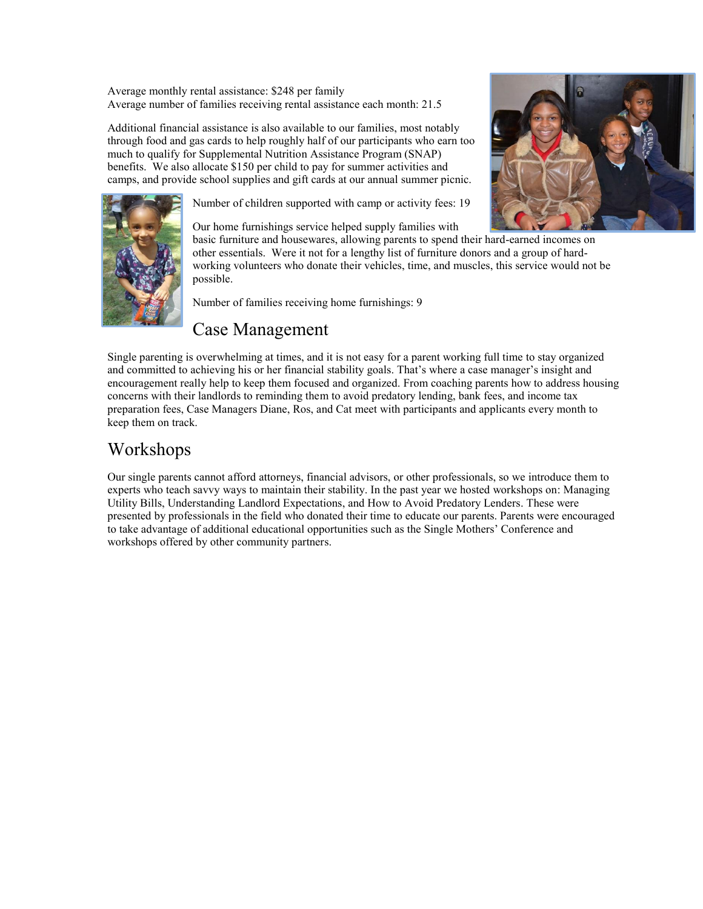Average monthly rental assistance: $248 per family
Average number of families receiving rental assistance each month: 21.5

Additional financial assistance is also available to our families, most notably through food and gas cards to help roughly half of our participants who earn too much to qualify for Supplemental Nutrition Assistance Program (SNAP) benefits. We also allocate $150 per child to pay for summer activities and camps, and provide school supplies and gift cards at our annual summer picnic.

Number of children supported with camp or activity fees: 19

Our home furnishings service helped supply families with basic furniture and housewares, allowing parents to spend their hard-earned incomes on other essentials. Were it not for a lengthy list of furniture donors and a group of hard-working volunteers who donate their vehicles, time, and muscles, this service would not be possible.

Number of families receiving home furnishings: 9

## Case Management

Single parenting is overwhelming at times, and it is not easy for a parent working full time to stay organized and committed to achieving his or her financial stability goals. That's where a case manager's insight and encouragement really help to keep them focused and organized. From coaching parents how to address housing concerns with their landlords to reminding them to avoid predatory lending, bank fees, and income tax preparation fees, Case Managers Diane, Ros, and Cat meet with participants and applicants every month to keep them on track.

## Workshops

Our single parents cannot afford attorneys, financial advisors, or other professionals, so we introduce them to experts who teach savvy ways to maintain their stability. In the past year we hosted workshops on: Managing Utility Bills, Understanding Landlord Expectations, and How to Avoid Predatory Lenders. These were presented by professionals in the field who donated their time to educate our parents. Parents were encouraged to take advantage of additional educational opportunities such as the Single Mothers' Conference and workshops offered by other community partners.